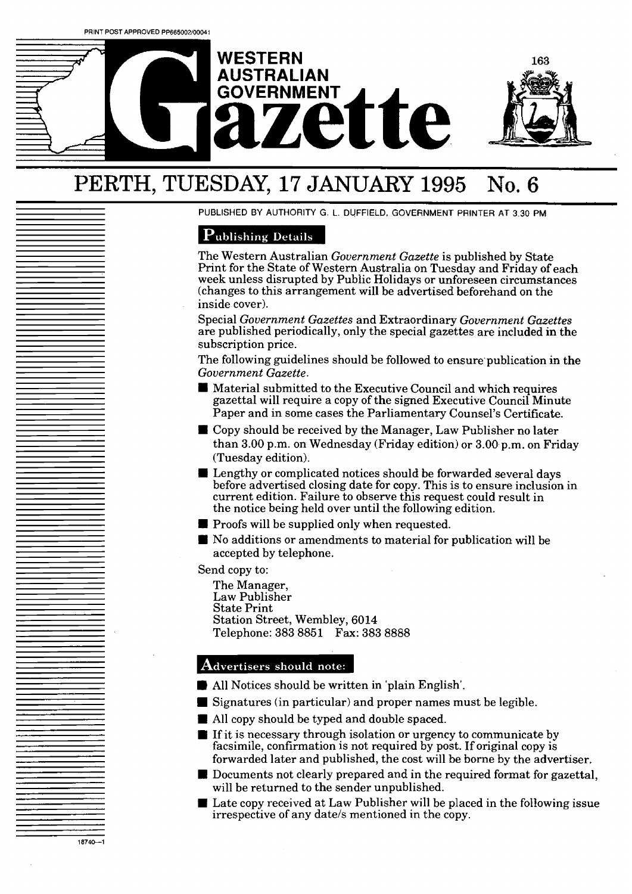PRINT POST APPROVED PP665002/00041

# WESTERN AUSTRALIAN GOVERNMENT Gazette

## PERTH, TUESDAY, 17 JANUARY 1995 No. 6

PUBLISHED BY AUTHORITY G. L. DUFFIELD, GOVERNMENT PRINTER AT 3.30 PM

### Publishing Details

The Western Australian *Government Gazette* is published by State Print for the State of Western Australia on Tuesday and Friday of each week unless disrupted by Public Holidays or unforeseen circumstances (changes to this arrangement will be advertised beforehand on the inside cover).

Special *Government Gazettes* and Extraordinary *Government Gazettes* are published periodically, only the special gazettes are included in the subscription price.

The following guidelines should be followed to ensure publication in the *Government Gazette*.

- Material submitted to the Executive Council and which requires gazettal will require a copy of the signed Executive Council Minute Paper and in some cases the Parliamentary Counsel's Certificate.
- Copy should be received by the Manager, Law Publisher no later than 3.00 p.m. on Wednesday (Friday edition) or 3.00 p.m. on Friday (Tuesday edition).
- Lengthy or complicated notices should be forwarded several days before advertised closing date for copy. This is to ensure inclusion in current edition. Failure to observe this request could result in the notice being held over until the following edition.
- Proofs will be supplied only when requested.
- No additions or amendments to material for publication will be accepted by telephone.

Send copy to:

The Manager,
Law Publisher
State Print
Station Street, Wembley, 6014
Telephone: 383 8851 Fax: 383 8888

### Advertisers should note:

- All Notices should be written in 'plain English'.
- Signatures (in particular) and proper names must be legible.
- All copy should be typed and double spaced.
- If it is necessary through isolation or urgency to communicate by facsimile, confirmation is not required by post. If original copy is forwarded later and published, the cost will be borne by the advertiser.
- Documents not clearly prepared and in the required format for gazettal, will be returned to the sender unpublished.
- Late copy received at Law Publisher will be placed in the following issue irrespective of any date/s mentioned in the copy.

18740—1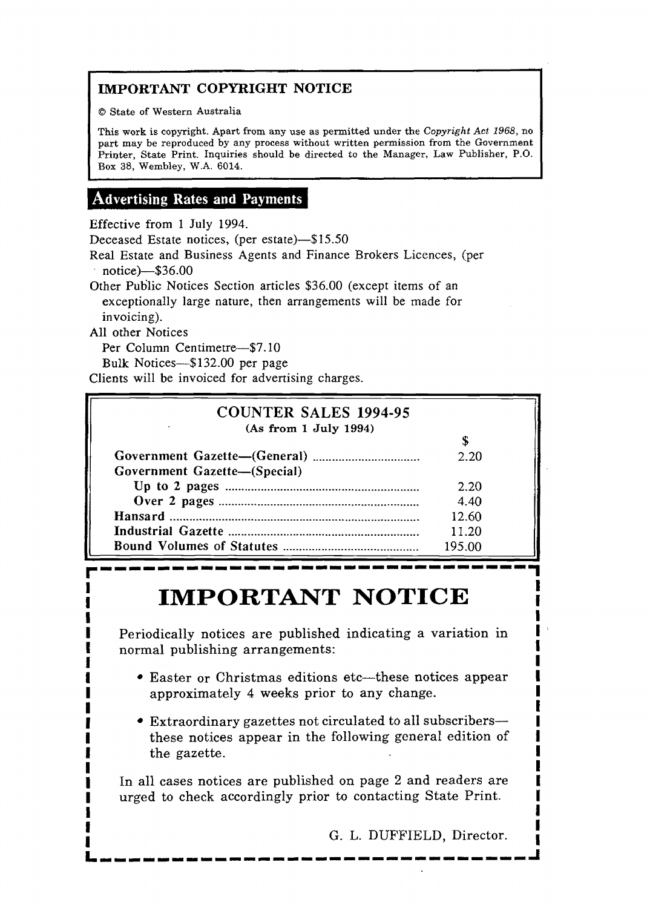## IMPORTANT COPYRIGHT NOTICE

© State of Western Australia

This work is copyright. Apart from any use as permitted under the *Copyright Act 1968*, no part may be reproduced by any process without written permission from the Government Printer, State Print. Inquiries should be directed to the Manager, Law Publisher, P.O. Box 38, Wembley, W.A. 6014.

## Advertising Rates and Payments

Effective from 1 July 1994.

Deceased Estate notices, (per estate)—$15.50

Real Estate and Business Agents and Finance Brokers Licences, (per notice)—$36.00

Other Public Notices Section articles $36.00 (except items of an exceptionally large nature, then arrangements will be made for invoicing).

All other Notices

Per Column Centimetre—$7.10

Bulk Notices—$132.00 per page

Clients will be invoiced for advertising charges.

## COUNTER SALES 1994-95

**(As from 1 July 1994)**

| | $ |
|---|---|
| **Government Gazette—(General)** | 2.20 |
| **Government Gazette—(Special)** | |
| **Up to 2 pages** | 2.20 |
| **Over 2 pages** | 4.40 |
| **Hansard** | 12.60 |
| **Industrial Gazette** | 11.20 |
| **Bound Volumes of Statutes** | 195.00 |

# IMPORTANT NOTICE

Periodically notices are published indicating a variation in normal publishing arrangements:

- Easter or Christmas editions etc—these notices appear approximately 4 weeks prior to any change.
- Extraordinary gazettes not circulated to all subscribers—these notices appear in the following general edition of the gazette.

In all cases notices are published on page 2 and readers are urged to check accordingly prior to contacting State Print.

G. L. DUFFIELD, Director.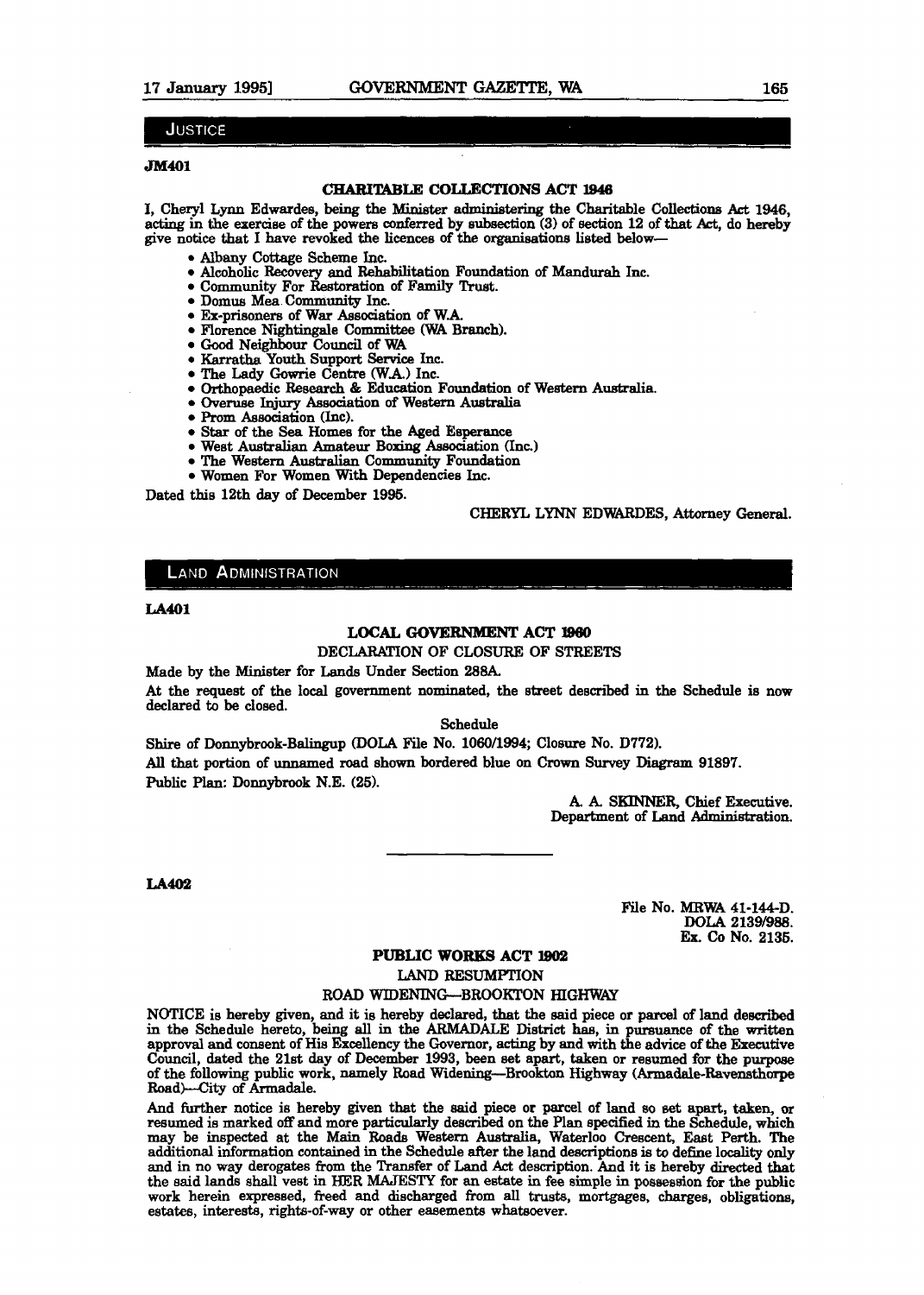## JUSTICE

**JM401**

**CHARITABLE COLLECTIONS ACT 1946**

I, Cheryl Lynn Edwardes, being the Minister administering the Charitable Collections Act 1946, acting in the exercise of the powers conferred by subsection (3) of section 12 of that Act, do hereby give notice that I have revoked the licences of the organisations listed below—

- Albany Cottage Scheme Inc.
- Alcoholic Recovery and Rehabilitation Foundation of Mandurah Inc.
- Community For Restoration of Family Trust.
- Domus Mea Community Inc.
- Ex-prisoners of War Association of W.A.
- Florence Nightingale Committee (WA Branch).
- Good Neighbour Council of WA
- Karratha Youth Support Service Inc.
- The Lady Gowrie Centre (W.A.) Inc.
- Orthopaedic Research & Education Foundation of Western Australia.
- Overuse Injury Association of Western Australia
- Prom Association (Inc).
- Star of the Sea Homes for the Aged Esperance
- West Australian Amateur Boxing Association (Inc.)
- The Western Australian Community Foundation
- Women For Women With Dependencies Inc.

Dated this 12th day of December 1995.

CHERYL LYNN EDWARDES, Attorney General.

## LAND ADMINISTRATION

**LA401**

**LOCAL GOVERNMENT ACT 1960**

DECLARATION OF CLOSURE OF STREETS

Made by the Minister for Lands Under Section 288A.

At the request of the local government nominated, the street described in the Schedule is now declared to be closed.

Schedule

Shire of Donnybrook-Balingup (DOLA File No. 1060/1994; Closure No. D772).

All that portion of unnamed road shown bordered blue on Crown Survey Diagram 91897.

Public Plan: Donnybrook N.E. (25).

A. A. SKINNER, Chief Executive.
Department of Land Administration.

---

**LA402**

File No. MRWA 41-144-D.
DOLA 2139/988.
Ex. Co No. 2135.

**PUBLIC WORKS ACT 1902**

LAND RESUMPTION

ROAD WIDENING—BROOKTON HIGHWAY

NOTICE is hereby given, and it is hereby declared, that the said piece or parcel of land described in the Schedule hereto, being all in the ARMADALE District has, in pursuance of the written approval and consent of His Excellency the Governor, acting by and with the advice of the Executive Council, dated the 21st day of December 1993, been set apart, taken or resumed for the purpose of the following public work, namely Road Widening—Brookton Highway (Armadale-Ravensthorpe Road)—City of Armadale.

And further notice is hereby given that the said piece or parcel of land so set apart, taken, or resumed is marked off and more particularly described on the Plan specified in the Schedule, which may be inspected at the Main Roads Western Australia, Waterloo Crescent, East Perth. The additional information contained in the Schedule after the land descriptions is to define locality only and in no way derogates from the Transfer of Land Act description. And it is hereby directed that the said lands shall vest in HER MAJESTY for an estate in fee simple in possession for the public work herein expressed, freed and discharged from all trusts, mortgages, charges, obligations, estates, interests, rights-of-way or other easements whatsoever.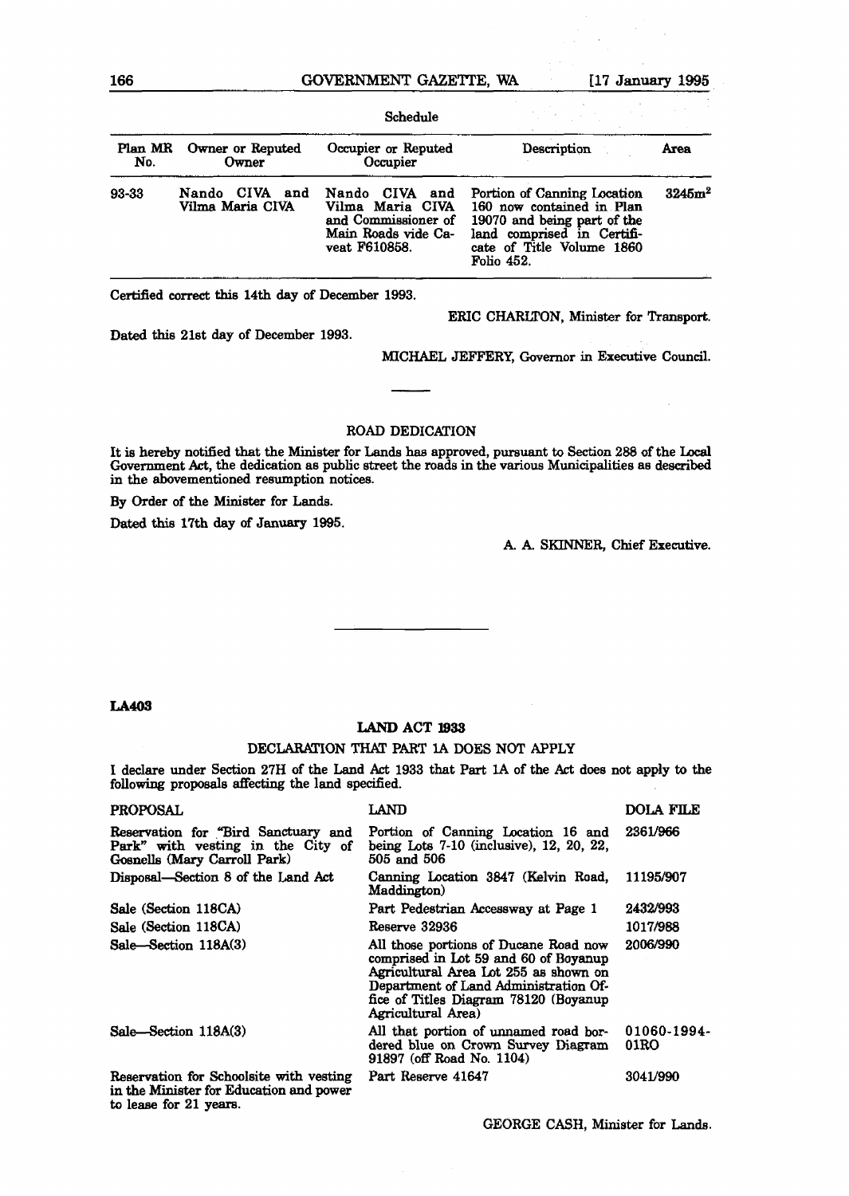Schedule

| Plan MR No. | Owner or Reputed Owner | Occupier or Reputed Occupier | Description | Area |
|---|---|---|---|---|
| 93-33 | Nando CIVA and Vilma Maria CIVA | Nando CIVA and Vilma Maria CIVA and Commissioner of Main Roads vide Caveat F610858. | Portion of Canning Location 160 now contained in Plan 19070 and being part of the land comprised in Certificate of Title Volume 1860 Folio 452. | $3245m^2$ |

Certified correct this 14th day of December 1993.

ERIC CHARLTON, Minister for Transport.

Dated this 21st day of December 1993.

MICHAEL JEFFERY, Governor in Executive Council.

---

## ROAD DEDICATION

It is hereby notified that the Minister for Lands has approved, pursuant to Section 288 of the Local Government Act, the dedication as public street the roads in the various Municipalities as described in the abovementioned resumption notices.

By Order of the Minister for Lands.

Dated this 17th day of January 1995.

A. A. SKINNER, Chief Executive.

---

**LA403**

## LAND ACT 1933

### DECLARATION THAT PART 1A DOES NOT APPLY

I declare under Section 27H of the Land Act 1933 that Part 1A of the Act does not apply to the following proposals affecting the land specified.

| PROPOSAL | LAND | DOLA FILE |
|---|---|---|
| Reservation for "Bird Sanctuary and Park" with vesting in the City of Gosnells (Mary Carroll Park) | Portion of Canning Location 16 and being Lots 7-10 (inclusive), 12, 20, 22, 505 and 506 | 2361/966 |
| Disposal—Section 8 of the Land Act | Canning Location 3847 (Kelvin Road, Maddington) | 11195/907 |
| Sale (Section 118CA) | Part Pedestrian Accessway at Page 1 | 2432/993 |
| Sale (Section 118CA) | Reserve 32936 | 1017/988 |
| Sale—Section 118A(3) | All those portions of Ducane Road now comprised in Lot 59 and 60 of Boyanup Agricultural Area Lot 255 as shown on Department of Land Administration Office of Titles Diagram 78120 (Boyanup Agricultural Area) | 2006/990 |
| Sale—Section 118A(3) | All that portion of unnamed road bordered blue on Crown Survey Diagram 91897 (off Road No. 1104) | 01060-1994-01RO |
| Reservation for Schoolsite with vesting in the Minister for Education and power to lease for 21 years. | Part Reserve 41647 | 3041/990 |

GEORGE CASH, Minister for Lands.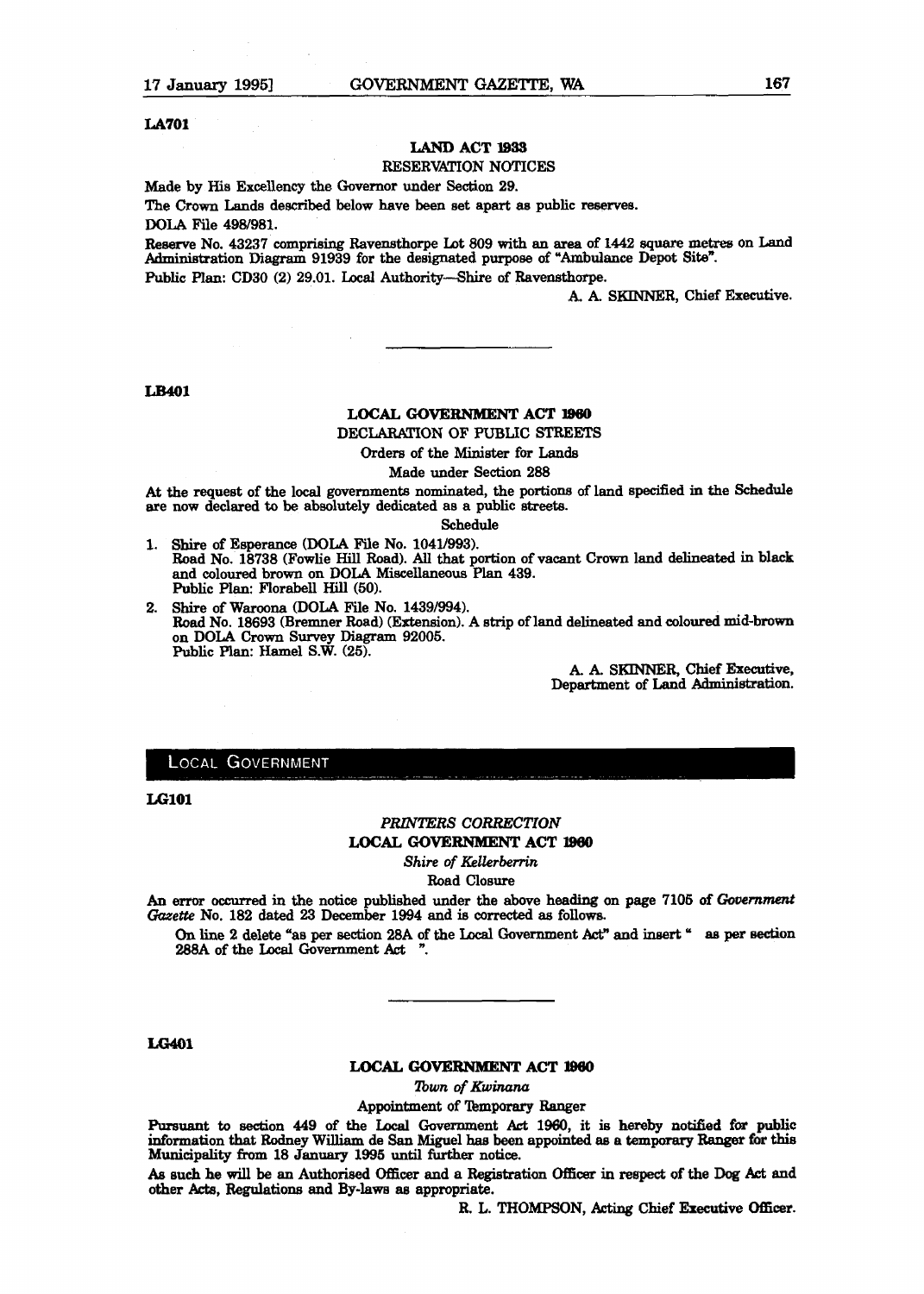LA701

## LAND ACT 1933

### RESERVATION NOTICES

Made by His Excellency the Governor under Section 29.

The Crown Lands described below have been set apart as public reserves.

DOLA File 498/981.

Reserve No. 43237 comprising Ravensthorpe Lot 809 with an area of 1442 square metres on Land Administration Diagram 91939 for the designated purpose of "Ambulance Depot Site".

Public Plan: CD30 (2) 29.01. Local Authority—Shire of Ravensthorpe.

A. A. SKINNER, Chief Executive.

---

LB401

## LOCAL GOVERNMENT ACT 1960

### DECLARATION OF PUBLIC STREETS

Orders of the Minister for Lands

Made under Section 288

At the request of the local governments nominated, the portions of land specified in the Schedule are now declared to be absolutely dedicated as a public streets.

Schedule

1. Shire of Esperance (DOLA File No. 1041/993).
   Road No. 18738 (Fowlie Hill Road). All that portion of vacant Crown land delineated in black and coloured brown on DOLA Miscellaneous Plan 439.
   Public Plan: Florabell Hill (50).
2. Shire of Waroona (DOLA File No. 1439/994).
   Road No. 18693 (Bremner Road) (Extension). A strip of land delineated and coloured mid-brown on DOLA Crown Survey Diagram 92005.
   Public Plan: Hamel S.W. (25).

A. A. SKINNER, Chief Executive,
Department of Land Administration.

---

# LOCAL GOVERNMENT

LG101

*PRINTERS CORRECTION*

## LOCAL GOVERNMENT ACT 1960

*Shire of Kellerberrin*

Road Closure

An error occurred in the notice published under the above heading on page 7105 of *Government Gazette* No. 182 dated 23 December 1994 and is corrected as follows.

On line 2 delete "as per section 28A of the Local Government Act" and insert " as per section 288A of the Local Government Act ".

---

LG401

## LOCAL GOVERNMENT ACT 1960

*Town of Kwinana*

Appointment of Temporary Ranger

Pursuant to section 449 of the Local Government Act 1960, it is hereby notified for public information that Rodney William de San Miguel has been appointed as a temporary Ranger for this Municipality from 18 January 1995 until further notice.

As such he will be an Authorised Officer and a Registration Officer in respect of the Dog Act and other Acts, Regulations and By-laws as appropriate.

R. L. THOMPSON, Acting Chief Executive Officer.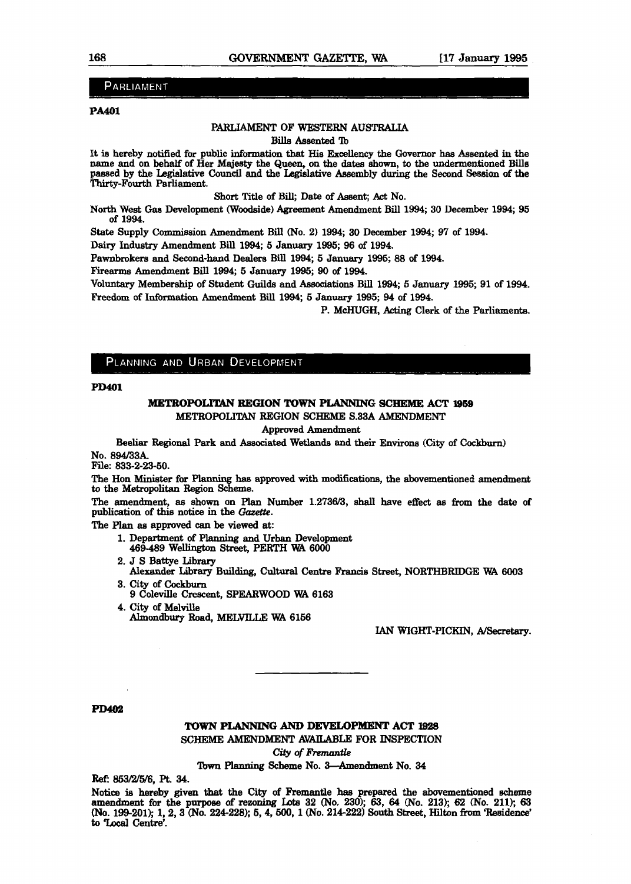## PARLIAMENT

**PA401**

PARLIAMENT OF WESTERN AUSTRALIA

Bills Assented To

It is hereby notified for public information that His Excellency the Governor has Assented in the name and on behalf of Her Majesty the Queen, on the dates shown, to the undermentioned Bills passed by the Legislative Council and the Legislative Assembly during the Second Session of the Thirty-Fourth Parliament.

Short Title of Bill; Date of Assent; Act No.

North West Gas Development (Woodside) Agreement Amendment Bill 1994; 30 December 1994; 95 of 1994.

State Supply Commission Amendment Bill (No. 2) 1994; 30 December 1994; 97 of 1994.

Dairy Industry Amendment Bill 1994; 5 January 1995; 96 of 1994.

Pawnbrokers and Second-hand Dealers Bill 1994; 5 January 1995; 88 of 1994.

Firearms Amendment Bill 1994; 5 January 1995; 90 of 1994.

Voluntary Membership of Student Guilds and Associations Bill 1994; 5 January 1995; 91 of 1994.

Freedom of Information Amendment Bill 1994; 5 January 1995; 94 of 1994.

P. McHUGH, Acting Clerk of the Parliaments.

## PLANNING AND URBAN DEVELOPMENT

**PD401**

**METROPOLITAN REGION TOWN PLANNING SCHEME ACT 1959**

METROPOLITAN REGION SCHEME S.33A AMENDMENT

Approved Amendment

Beeliar Regional Park and Associated Wetlands and their Environs (City of Cockburn)

No. 894/33A.

File: 833-2-23-50.

The Hon Minister for Planning has approved with modifications, the abovementioned amendment to the Metropolitan Region Scheme.

The amendment, as shown on Plan Number 1.2736/3, shall have effect as from the date of publication of this notice in the *Gazette*.

The Plan as approved can be viewed at:

1. Department of Planning and Urban Development
   469-489 Wellington Street, PERTH WA 6000
2. J S Battye Library
   Alexander Library Building, Cultural Centre Francis Street, NORTHBRIDGE WA 6003
3. City of Cockburn
   9 Coleville Crescent, SPEARWOOD WA 6163
4. City of Melville
   Almondbury Road, MELVILLE WA 6156

IAN WIGHT-PICKIN, A/Secretary.

---

**PD402**

**TOWN PLANNING AND DEVELOPMENT ACT 1928**

SCHEME AMENDMENT AVAILABLE FOR INSPECTION

*City of Fremantle*

Town Planning Scheme No. 3—Amendment No. 34

Ref: 853/2/5/6, Pt. 34.

Notice is hereby given that the City of Fremantle has prepared the abovementioned scheme amendment for the purpose of rezoning Lots 32 (No. 230); 63, 64 (No. 213); 62 (No. 211); 63 (No. 199-201); 1, 2, 3 (No. 224-228); 5, 4, 500, 1 (No. 214-222) South Street, Hilton from 'Residence' to 'Local Centre'.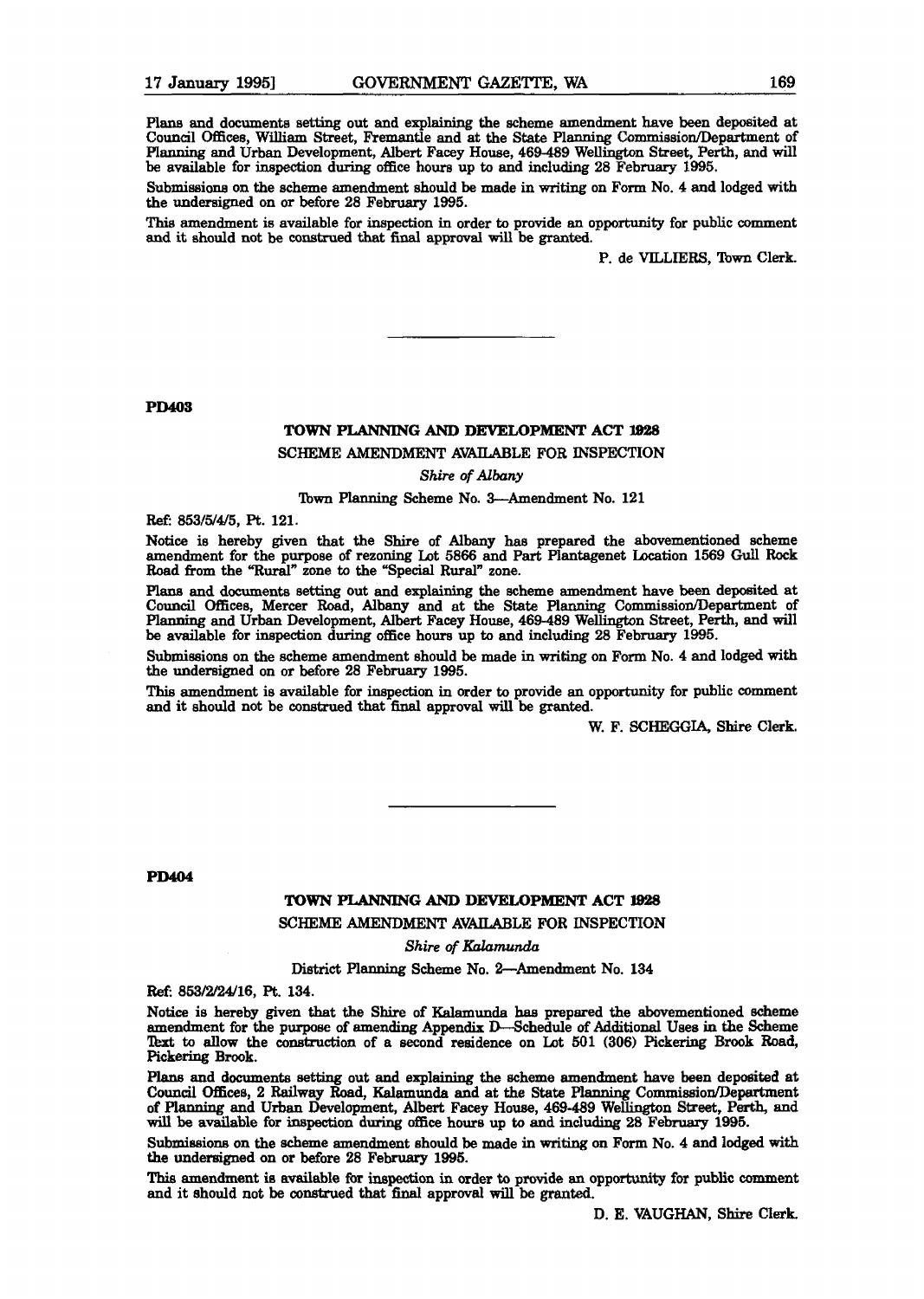Plans and documents setting out and explaining the scheme amendment have been deposited at Council Offices, William Street, Fremantle and at the State Planning Commission/Department of Planning and Urban Development, Albert Facey House, 469-489 Wellington Street, Perth, and will be available for inspection during office hours up to and including 28 February 1995.

Submissions on the scheme amendment should be made in writing on Form No. 4 and lodged with the undersigned on or before 28 February 1995.

This amendment is available for inspection in order to provide an opportunity for public comment and it should not be construed that final approval will be granted.

P. de VILLIERS, Town Clerk.

---

**PD403**

### TOWN PLANNING AND DEVELOPMENT ACT 1928

SCHEME AMENDMENT AVAILABLE FOR INSPECTION

*Shire of Albany*

Town Planning Scheme No. 3—Amendment No. 121

Ref: 853/5/4/5, Pt. 121.

Notice is hereby given that the Shire of Albany has prepared the abovementioned scheme amendment for the purpose of rezoning Lot 5866 and Part Plantagenet Location 1569 Gull Rock Road from the "Rural" zone to the "Special Rural" zone.

Plans and documents setting out and explaining the scheme amendment have been deposited at Council Offices, Mercer Road, Albany and at the State Planning Commission/Department of Planning and Urban Development, Albert Facey House, 469-489 Wellington Street, Perth, and will be available for inspection during office hours up to and including 28 February 1995.

Submissions on the scheme amendment should be made in writing on Form No. 4 and lodged with the undersigned on or before 28 February 1995.

This amendment is available for inspection in order to provide an opportunity for public comment and it should not be construed that final approval will be granted.

W. F. SCHEGGIA, Shire Clerk.

---

**PD404**

### TOWN PLANNING AND DEVELOPMENT ACT 1928

SCHEME AMENDMENT AVAILABLE FOR INSPECTION

*Shire of Kalamunda*

District Planning Scheme No. 2—Amendment No. 134

Ref: 853/2/24/16, Pt. 134.

Notice is hereby given that the Shire of Kalamunda has prepared the abovementioned scheme amendment for the purpose of amending Appendix D—Schedule of Additional Uses in the Scheme Text to allow the construction of a second residence on Lot 501 (306) Pickering Brook Road, Pickering Brook.

Plans and documents setting out and explaining the scheme amendment have been deposited at Council Offices, 2 Railway Road, Kalamunda and at the State Planning Commission/Department of Planning and Urban Development, Albert Facey House, 469-489 Wellington Street, Perth, and will be available for inspection during office hours up to and including 28 February 1995.

Submissions on the scheme amendment should be made in writing on Form No. 4 and lodged with the undersigned on or before 28 February 1995.

This amendment is available for inspection in order to provide an opportunity for public comment and it should not be construed that final approval will be granted.

D. E. VAUGHAN, Shire Clerk.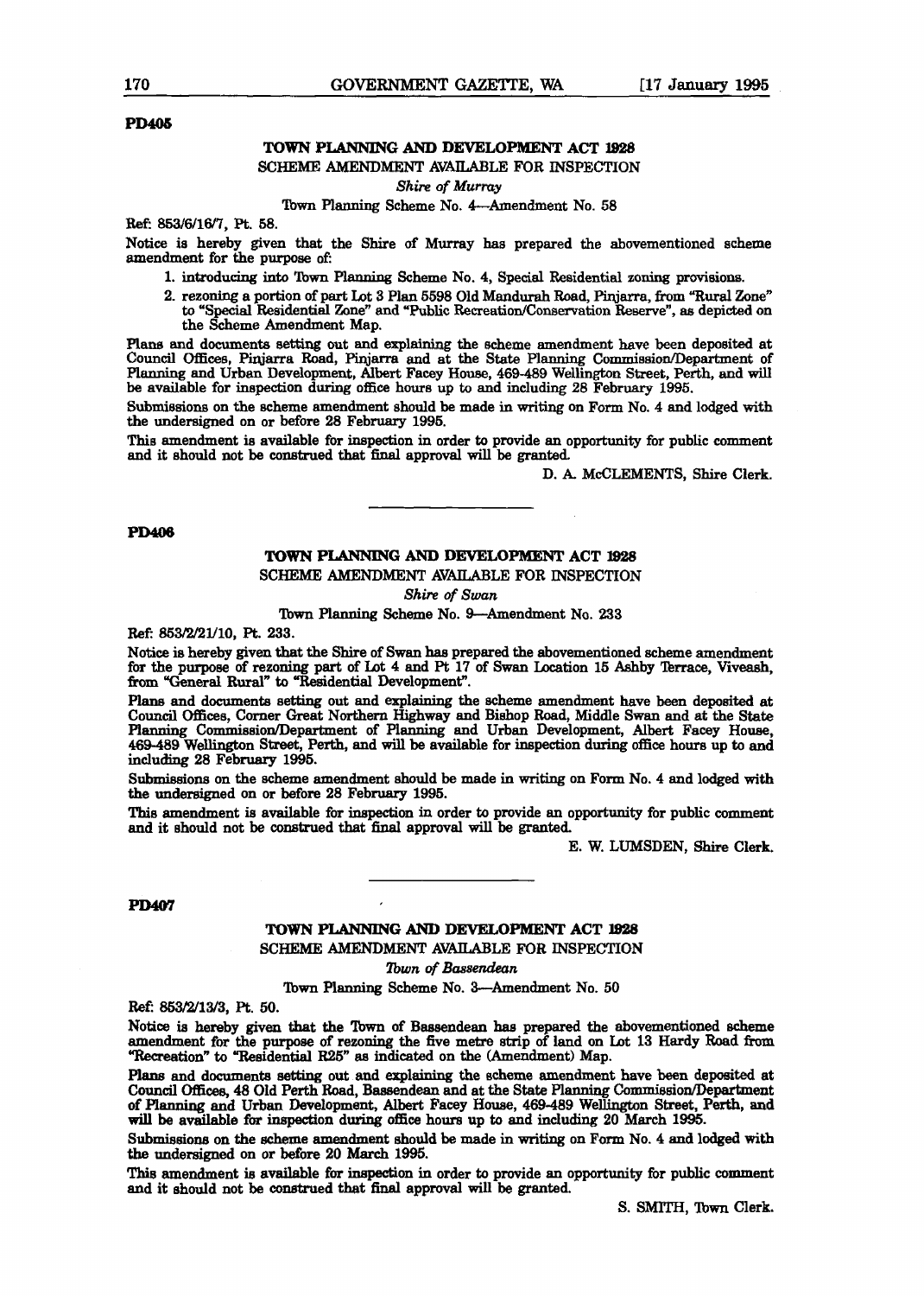**PD405**

## TOWN PLANNING AND DEVELOPMENT ACT 1928

SCHEME AMENDMENT AVAILABLE FOR INSPECTION

*Shire of Murray*

Town Planning Scheme No. 4—Amendment No. 58

Ref: 853/6/16/7, Pt. 58.

Notice is hereby given that the Shire of Murray has prepared the abovementioned scheme amendment for the purpose of:

1. introducing into Town Planning Scheme No. 4, Special Residential zoning provisions.
2. rezoning a portion of part Lot 3 Plan 5598 Old Mandurah Road, Pinjarra, from "Rural Zone" to "Special Residential Zone" and "Public Recreation/Conservation Reserve", as depicted on the Scheme Amendment Map.

Plans and documents setting out and explaining the scheme amendment have been deposited at Council Offices, Pinjarra Road, Pinjarra and at the State Planning Commission/Department of Planning and Urban Development, Albert Facey House, 469-489 Wellington Street, Perth, and will be available for inspection during office hours up to and including 28 February 1995.

Submissions on the scheme amendment should be made in writing on Form No. 4 and lodged with the undersigned on or before 28 February 1995.

This amendment is available for inspection in order to provide an opportunity for public comment and it should not be construed that final approval will be granted.

D. A. McCLEMENTS, Shire Clerk.

---

**PD406**

## TOWN PLANNING AND DEVELOPMENT ACT 1928

SCHEME AMENDMENT AVAILABLE FOR INSPECTION

*Shire of Swan*

Town Planning Scheme No. 9—Amendment No. 233

Ref: 853/2/21/10, Pt. 233.

Notice is hereby given that the Shire of Swan has prepared the abovementioned scheme amendment for the purpose of rezoning part of Lot 4 and Pt 17 of Swan Location 15 Ashby Terrace, Viveash, from "General Rural" to "Residential Development".

Plans and documents setting out and explaining the scheme amendment have been deposited at Council Offices, Corner Great Northern Highway and Bishop Road, Middle Swan and at the State Planning Commission/Department of Planning and Urban Development, Albert Facey House, 469-489 Wellington Street, Perth, and will be available for inspection during office hours up to and including 28 February 1995.

Submissions on the scheme amendment should be made in writing on Form No. 4 and lodged with the undersigned on or before 28 February 1995.

This amendment is available for inspection in order to provide an opportunity for public comment and it should not be construed that final approval will be granted.

E. W. LUMSDEN, Shire Clerk.

---

**PD407**

## TOWN PLANNING AND DEVELOPMENT ACT 1928

SCHEME AMENDMENT AVAILABLE FOR INSPECTION

*Town of Bassendean*

Town Planning Scheme No. 3—Amendment No. 50

Ref: 853/2/13/3, Pt. 50.

Notice is hereby given that the Town of Bassendean has prepared the abovementioned scheme amendment for the purpose of rezoning the five metre strip of land on Lot 13 Hardy Road from "Recreation" to "Residential R25" as indicated on the (Amendment) Map.

Plans and documents setting out and explaining the scheme amendment have been deposited at Council Offices, 48 Old Perth Road, Bassendean and at the State Planning Commission/Department of Planning and Urban Development, Albert Facey House, 469-489 Wellington Street, Perth, and will be available for inspection during office hours up to and including 20 March 1995.

Submissions on the scheme amendment should be made in writing on Form No. 4 and lodged with the undersigned on or before 20 March 1995.

This amendment is available for inspection in order to provide an opportunity for public comment and it should not be construed that final approval will be granted.

S. SMITH, Town Clerk.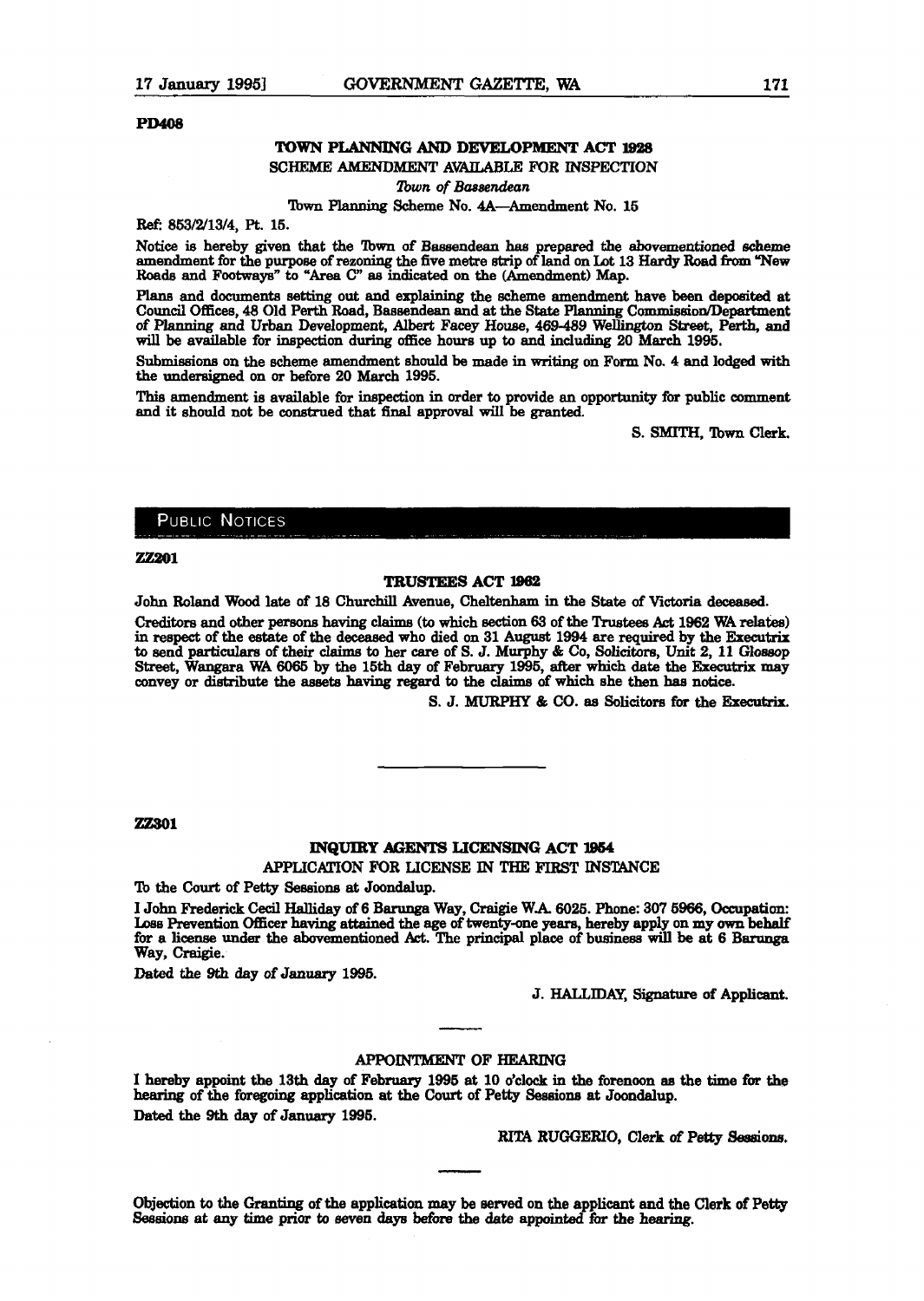**PD408**

### TOWN PLANNING AND DEVELOPMENT ACT 1928

SCHEME AMENDMENT AVAILABLE FOR INSPECTION

*Town of Bassendean*

Town Planning Scheme No. 4A—Amendment No. 15

Ref: 853/2/13/4, Pt. 15.

Notice is hereby given that the Town of Bassendean has prepared the abovementioned scheme amendment for the purpose of rezoning the five metre strip of land on Lot 13 Hardy Road from "New Roads and Footways" to "Area C" as indicated on the (Amendment) Map.

Plans and documents setting out and explaining the scheme amendment have been deposited at Council Offices, 48 Old Perth Road, Bassendean and at the State Planning Commission/Department of Planning and Urban Development, Albert Facey House, 469-489 Wellington Street, Perth, and will be available for inspection during office hours up to and including 20 March 1995.

Submissions on the scheme amendment should be made in writing on Form No. 4 and lodged with the undersigned on or before 20 March 1995.

This amendment is available for inspection in order to provide an opportunity for public comment and it should not be construed that final approval will be granted.

S. SMITH, Town Clerk.

## PUBLIC NOTICES

**ZZ201**

### TRUSTEES ACT 1962

John Roland Wood late of 18 Churchill Avenue, Cheltenham in the State of Victoria deceased.

Creditors and other persons having claims (to which section 63 of the Trustees Act 1962 WA relates) in respect of the estate of the deceased who died on 31 August 1994 are required by the Executrix to send particulars of their claims to her care of S. J. Murphy & Co, Solicitors, Unit 2, 11 Glossop Street, Wangara WA 6065 by the 15th day of February 1995, after which date the Executrix may convey or distribute the assets having regard to the claims of which she then has notice.

S. J. MURPHY & CO. as Solicitors for the Executrix.

---

**ZZ301**

### INQUIRY AGENTS LICENSING ACT 1954

APPLICATION FOR LICENSE IN THE FIRST INSTANCE

To the Court of Petty Sessions at Joondalup.

I John Frederick Cecil Halliday of 6 Barunga Way, Craigie W.A. 6025. Phone: 307 5966, Occupation: Loss Prevention Officer having attained the age of twenty-one years, hereby apply on my own behalf for a license under the abovementioned Act. The principal place of business will be at 6 Barunga Way, Craigie.

Dated the 9th day of January 1995.

J. HALLIDAY, Signature of Applicant.

---

APPOINTMENT OF HEARING

I hereby appoint the 13th day of February 1995 at 10 o'clock in the forenoon as the time for the hearing of the foregoing application at the Court of Petty Sessions at Joondalup.

Dated the 9th day of January 1995.

RITA RUGGERIO, Clerk of Petty Sessions.

---

Objection to the Granting of the application may be served on the applicant and the Clerk of Petty Sessions at any time prior to seven days before the date appointed for the hearing.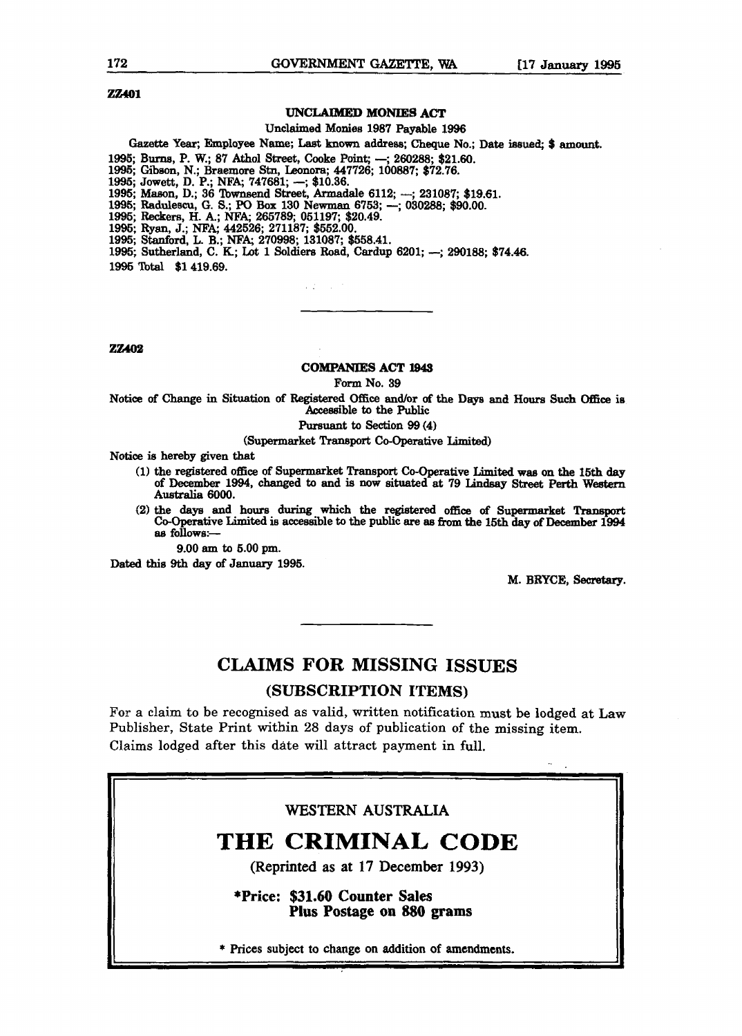ZZ401

## UNCLAIMED MONIES ACT

Unclaimed Monies 1987 Payable 1996

Gazette Year; Employee Name; Last known address; Cheque No.; Date issued; $ amount.

1995; Burns, P. W.; 87 Athol Street, Cooke Point; —; 260288; $21.60.
1995; Gibson, N.; Braemore Stn, Leonora; 447726; 100887; $72.76.
1995; Jowett, D. P.; NFA; 747681; —; $10.36.
1995; Mason, D.; 36 Townsend Street, Armadale 6112; —; 231087; $19.61.
1995; Radulescu, G. S.; PO Box 130 Newman 6753; —; 030288; $90.00.
1995; Reckers, H. A.; NFA; 265789; 051197; $20.49.
1995; Ryan, J.; NFA; 442526; 271187; $552.00.
1995; Stanford, L. B.; NFA; 270998; 131087; $558.41.
1995; Sutherland, C. K.; Lot 1 Soldiers Road, Cardup 6201; —; 290188; $74.46.
1995 Total $1 419.69.

---

ZZ402

## COMPANIES ACT 1943

Form No. 39

Notice of Change in Situation of Registered Office and/or of the Days and Hours Such Office is Accessible to the Public

Pursuant to Section 99 (4)

(Supermarket Transport Co-Operative Limited)

Notice is hereby given that

(1) the registered office of Supermarket Transport Co-Operative Limited was on the 15th day of December 1994, changed to and is now situated at 79 Lindsay Street Perth Western Australia 6000.

(2) the days and hours during which the registered office of Supermarket Transport Co-Operative Limited is accessible to the public are as from the 15th day of December 1994 as follows:—

9.00 am to 5.00 pm.

Dated this 9th day of January 1995.

M. BRYCE, Secretary.

---

# CLAIMS FOR MISSING ISSUES

## (SUBSCRIPTION ITEMS)

For a claim to be recognised as valid, written notification must be lodged at Law Publisher, State Print within 28 days of publication of the missing item. Claims lodged after this date will attract payment in full.

WESTERN AUSTRALIA

# THE CRIMINAL CODE

(Reprinted as at 17 December 1993)

**\*Price: $31.60 Counter Sales**
**Plus Postage on 880 grams**

\* Prices subject to change on addition of amendments.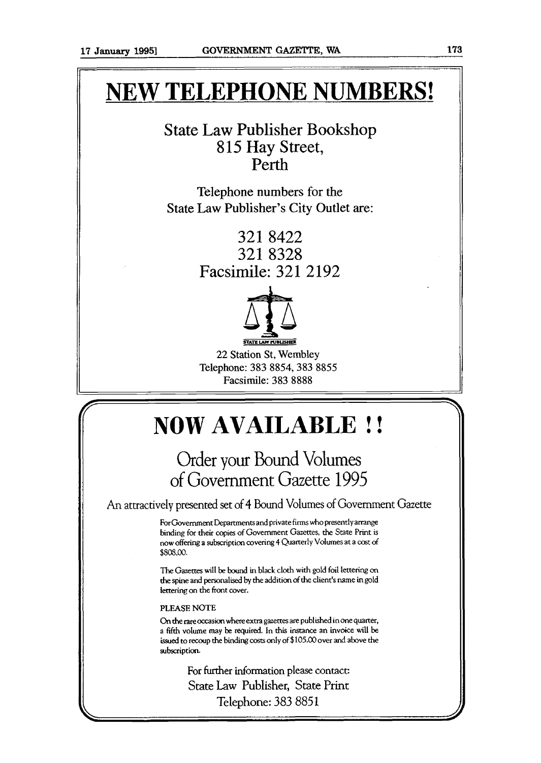# NEW TELEPHONE NUMBERS!

## State Law Publisher Bookshop
## 815 Hay Street,
## Perth

Telephone numbers for the
State Law Publisher's City Outlet are:

### 321 8422
### 321 8328
### Facsimile: 321 2192

STATE LAW PUBLISHER

22 Station St, Wembley
Telephone: 383 8854, 383 8855
Facsimile: 383 8888

# NOW AVAILABLE !!

## Order your Bound Volumes of Government Gazette 1995

An attractively presented set of 4 Bound Volumes of Government Gazette

For Government Departments and private firms who presently arrange binding for their copies of Government Gazettes, the State Print is now offering a subscription covering 4 Quarterly Volumes at a cost of $808.00.

The Gazettes will be bound in black cloth with gold foil lettering on the spine and personalised by the addition of the client's name in gold lettering on the front cover.

PLEASE NOTE

On the rare occasion where extra gazettes are published in one quarter, a fifth volume may be required. In this instance an invoice will be issued to recoup the binding costs only of $105.00 over and above the subscription.

For further information please contact:
State Law Publisher, State Print
Telephone: 383 8851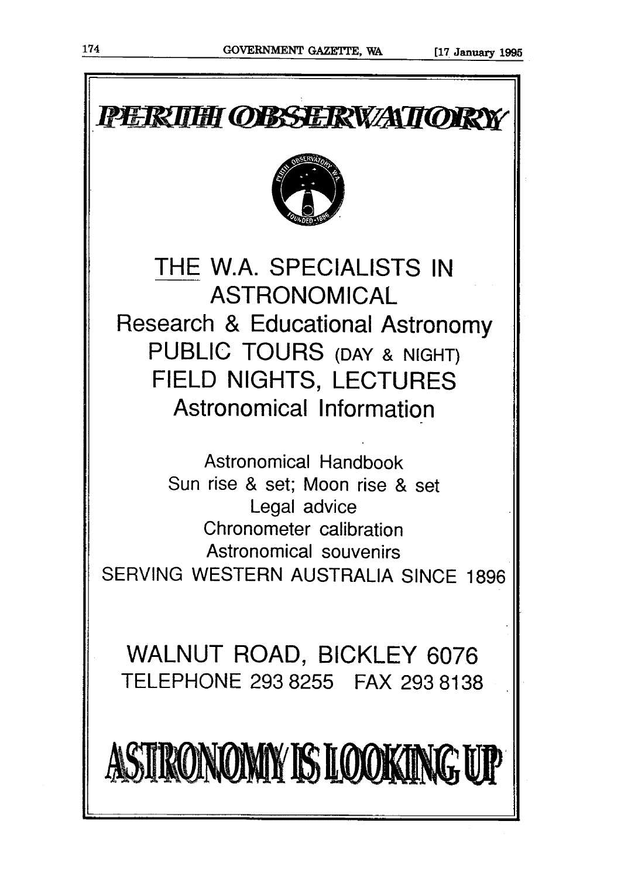# PERTH OBSERVATORY

## THE W.A. SPECIALISTS IN ASTRONOMICAL

Research & Educational Astronomy

PUBLIC TOURS (DAY & NIGHT)

FIELD NIGHTS, LECTURES

Astronomical Information

Astronomical Handbook

Sun rise & set; Moon rise & set

Legal advice

Chronometer calibration

Astronomical souvenirs

SERVING WESTERN AUSTRALIA SINCE 1896

WALNUT ROAD, BICKLEY 6076

TELEPHONE 293 8255 FAX 293 8138

## ASTRONOMY IS LOOKING UP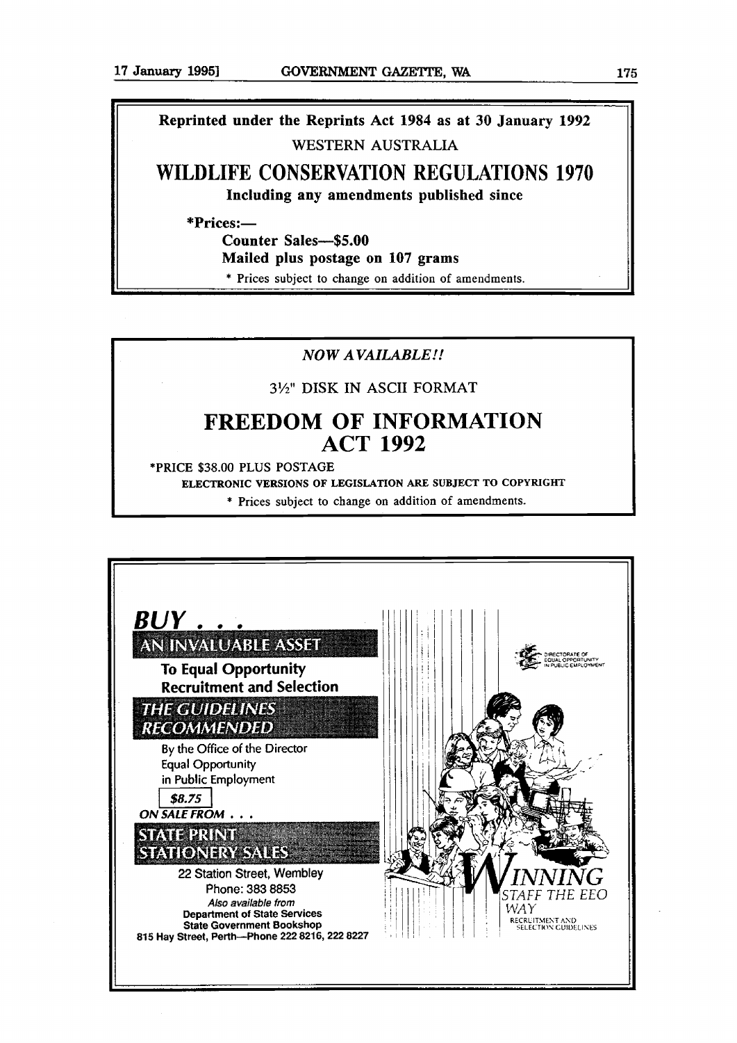**Reprinted under the Reprints Act 1984 as at 30 January 1992**

WESTERN AUSTRALIA

# WILDLIFE CONSERVATION REGULATIONS 1970

**Including any amendments published since**

**\*Prices:—**

**Counter Sales—$5.00**

**Mailed plus postage on 107 grams**

\* Prices subject to change on addition of amendments.

---

*NOW AVAILABLE!!*

3½" DISK IN ASCII FORMAT

# FREEDOM OF INFORMATION ACT 1992

\*PRICE $38.00 PLUS POSTAGE

ELECTRONIC VERSIONS OF LEGISLATION ARE SUBJECT TO COPYRIGHT

\* Prices subject to change on addition of amendments.

---

***BUY . . .***

**AN INVALUABLE ASSET**

**To Equal Opportunity Recruitment and Selection**

***THE GUIDELINES RECOMMENDED***

By the Office of the Director Equal Opportunity in Public Employment

***$8.75***

***ON SALE FROM . . .***

**STATE PRINT STATIONERY SALES**

22 Station Street, Wembley

Phone: 383 8853

*Also available from*

**Department of State Services**

**State Government Bookshop**

**815 Hay Street, Perth—Phone 222 8216, 222 8227**

DIRECTORATE OF EQUAL OPPORTUNITY IN PUBLIC EMPLOYMENT

*WINNING STAFF THE EEO WAY*

RECRUITMENT AND SELECTION GUIDELINES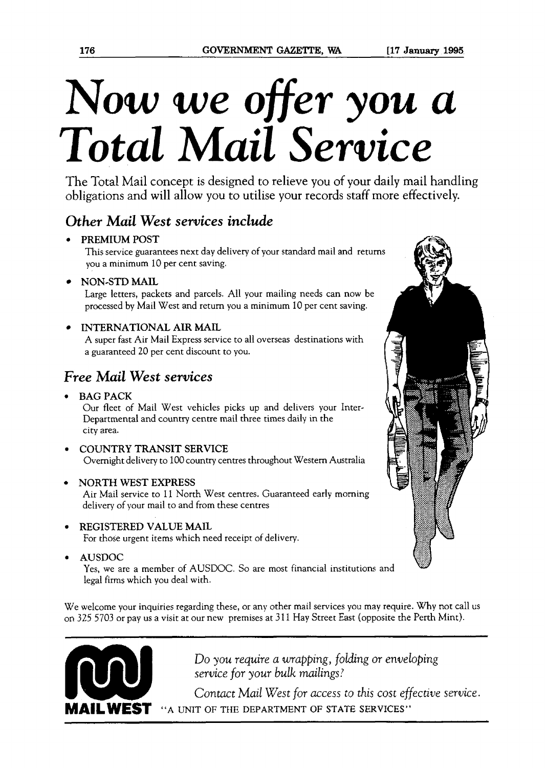# *Now we offer you a Total Mail Service*

The Total Mail concept is designed to relieve you of your daily mail handling obligations and will allow you to utilise your records staff more effectively.

## *Other Mail West services include*

- PREMIUM POST
  This service guarantees next day delivery of your standard mail and returns you a minimum 10 per cent saving.
- NON-STD MAIL
  Large letters, packets and parcels. All your mailing needs can now be processed by Mail West and return you a minimum 10 per cent saving.
- INTERNATIONAL AIR MAIL
  A super fast Air Mail Express service to all overseas destinations with a guaranteed 20 per cent discount to you.

## *Free Mail West services*

- BAG PACK
  Our fleet of Mail West vehicles picks up and delivers your Inter-Departmental and country centre mail three times daily in the city area.
- COUNTRY TRANSIT SERVICE
  Overnight delivery to 100 country centres throughout Western Australia
- NORTH WEST EXPRESS
  Air Mail service to 11 North West centres. Guaranteed early morning delivery of your mail to and from these centres
- REGISTERED VALUE MAIL
  For those urgent items which need receipt of delivery.
- AUSDOC
  Yes, we are a member of AUSDOC. So are most financial institutions and legal firms which you deal with.

We welcome your inquiries regarding these, or any other mail services you may require. Why not call us on 325 5703 or pay us a visit at our new premises at 311 Hay Street East (opposite the Perth Mint).

*Do you require a wrapping, folding or enveloping service for your bulk mailings?*

*Contact Mail West for access to this cost effective service.*

**MAILWEST** "A UNIT OF THE DEPARTMENT OF STATE SERVICES"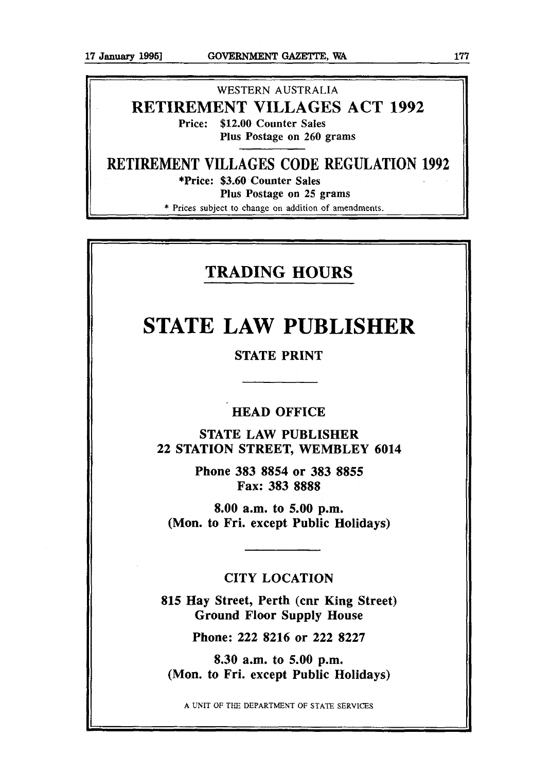WESTERN AUSTRALIA

## RETIREMENT VILLAGES ACT 1992

**Price: $12.00 Counter Sales**
**Plus Postage on 260 grams**

## RETIREMENT VILLAGES CODE REGULATION 1992

**\*Price: $3.60 Counter Sales**
**Plus Postage on 25 grams**

\* Prices subject to change on addition of amendments.

---

## TRADING HOURS

# STATE LAW PUBLISHER

### STATE PRINT

---

### HEAD OFFICE

**STATE LAW PUBLISHER**
**22 STATION STREET, WEMBLEY 6014**

**Phone 383 8854 or 383 8855**
**Fax: 383 8888**

**8.00 a.m. to 5.00 p.m.**
**(Mon. to Fri. except Public Holidays)**

---

### CITY LOCATION

**815 Hay Street, Perth (cnr King Street)**
**Ground Floor Supply House**

**Phone: 222 8216 or 222 8227**

**8.30 a.m. to 5.00 p.m.**
**(Mon. to Fri. except Public Holidays)**

A UNIT OF THE DEPARTMENT OF STATE SERVICES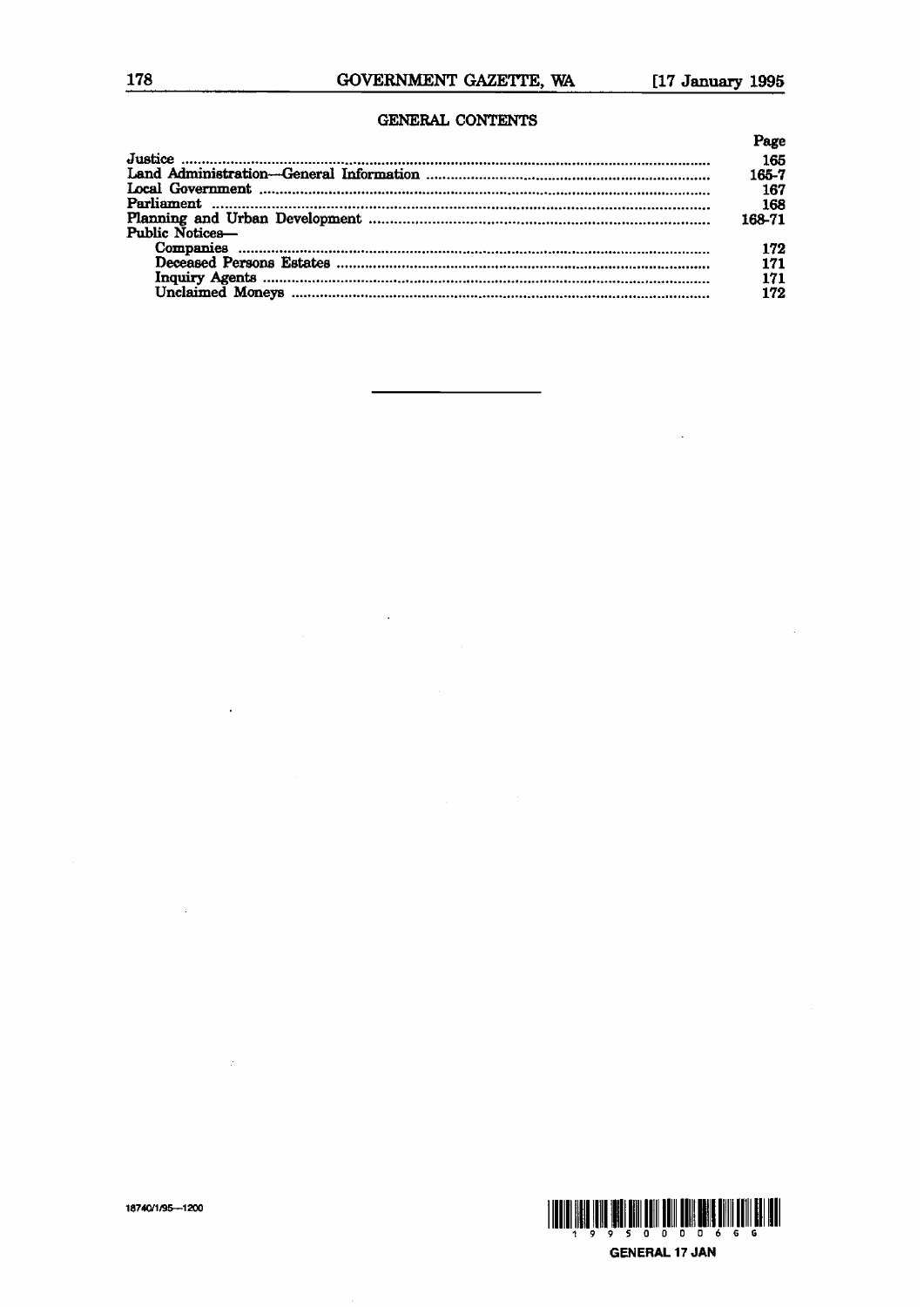## GENERAL CONTENTS

| | Page |
|---|---|
| Justice | 165 |
| Land Administration—General Information | 165-7 |
| Local Government | 167 |
| Parliament | 168 |
| Planning and Urban Development | 168-71 |
| Public Notices— | |
| Companies | 172 |
| Deceased Persons Estates | 171 |
| Inquiry Agents | 171 |
| Unclaimed Moneys | 172 |

18740/1/95—1200

GENERAL 17 JAN